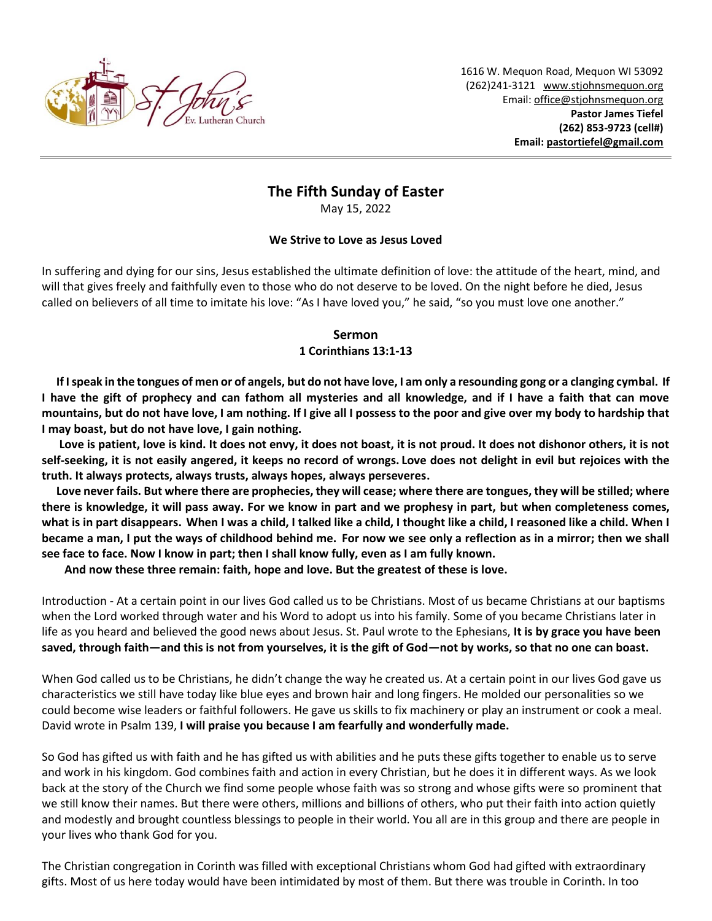St. John's Ev. Lutheran Church

1616 W. Mequon Road, Mequon WI 53092
(262)241-3121 www.stjohnsmequon.org
Email: office@stjohnsmequon.org
**Pastor James Tiefel**
**(262) 853-9723 (cell#)**
**Email: pastortiefel@gmail.com**

---

# The Fifth Sunday of Easter

May 15, 2022

**We Strive to Love as Jesus Loved**

In suffering and dying for our sins, Jesus established the ultimate definition of love: the attitude of the heart, mind, and will that gives freely and faithfully even to those who do not deserve to be loved. On the night before he died, Jesus called on believers of all time to imitate his love: "As I have loved you," he said, "so you must love one another."

## Sermon

**1 Corinthians 13:1-13**

**If I speak in the tongues of men or of angels, but do not have love, I am only a resounding gong or a clanging cymbal. If I have the gift of prophecy and can fathom all mysteries and all knowledge, and if I have a faith that can move mountains, but do not have love, I am nothing. If I give all I possess to the poor and give over my body to hardship that I may boast, but do not have love, I gain nothing.**

**Love is patient, love is kind. It does not envy, it does not boast, it is not proud. It does not dishonor others, it is not self-seeking, it is not easily angered, it keeps no record of wrongs. Love does not delight in evil but rejoices with the truth. It always protects, always trusts, always hopes, always perseveres.**

**Love never fails. But where there are prophecies, they will cease; where there are tongues, they will be stilled; where there is knowledge, it will pass away. For we know in part and we prophesy in part, but when completeness comes, what is in part disappears. When I was a child, I talked like a child, I thought like a child, I reasoned like a child. When I became a man, I put the ways of childhood behind me. For now we see only a reflection as in a mirror; then we shall see face to face. Now I know in part; then I shall know fully, even as I am fully known.**

**And now these three remain: faith, hope and love. But the greatest of these is love.**

Introduction - At a certain point in our lives God called us to be Christians. Most of us became Christians at our baptisms when the Lord worked through water and his Word to adopt us into his family. Some of you became Christians later in life as you heard and believed the good news about Jesus. St. Paul wrote to the Ephesians, **It is by grace you have been saved, through faith—and this is not from yourselves, it is the gift of God—not by works, so that no one can boast.**

When God called us to be Christians, he didn't change the way he created us. At a certain point in our lives God gave us characteristics we still have today like blue eyes and brown hair and long fingers. He molded our personalities so we could become wise leaders or faithful followers. He gave us skills to fix machinery or play an instrument or cook a meal. David wrote in Psalm 139, **I will praise you because I am fearfully and wonderfully made.**

So God has gifted us with faith and he has gifted us with abilities and he puts these gifts together to enable us to serve and work in his kingdom. God combines faith and action in every Christian, but he does it in different ways. As we look back at the story of the Church we find some people whose faith was so strong and whose gifts were so prominent that we still know their names. But there were others, millions and billions of others, who put their faith into action quietly and modestly and brought countless blessings to people in their world. You all are in this group and there are people in your lives who thank God for you.

The Christian congregation in Corinth was filled with exceptional Christians whom God had gifted with extraordinary gifts. Most of us here today would have been intimidated by most of them. But there was trouble in Corinth. In too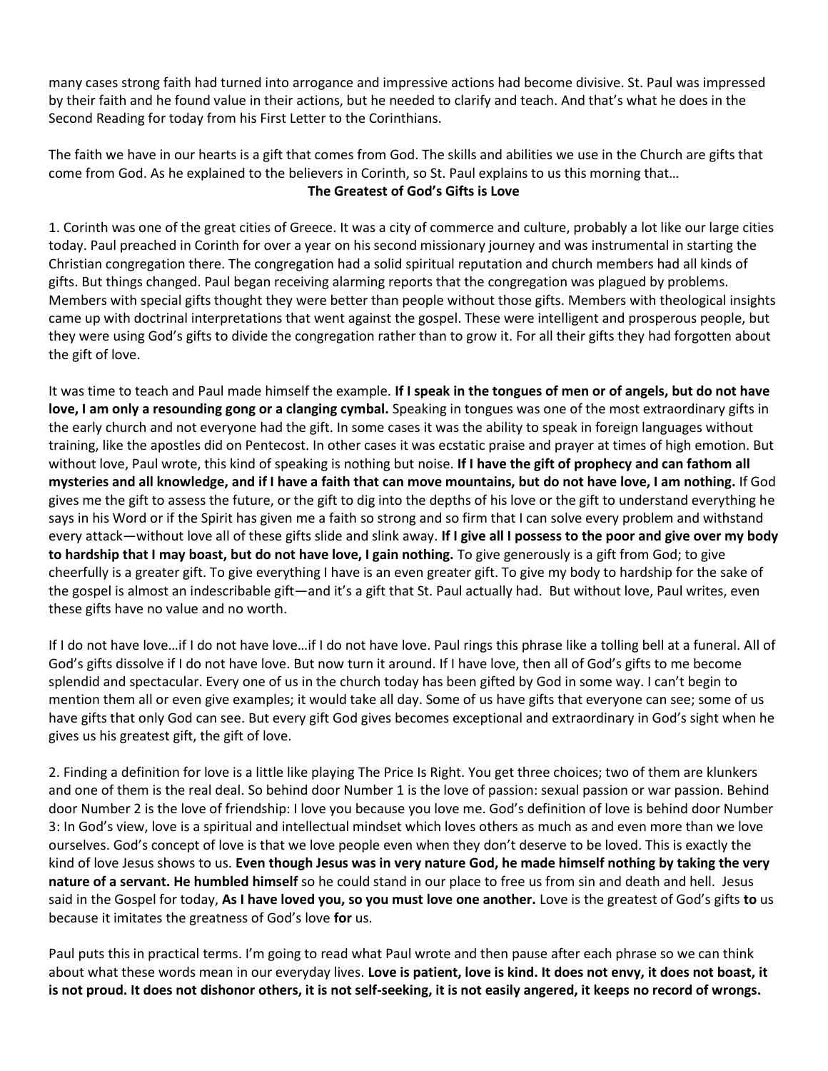many cases strong faith had turned into arrogance and impressive actions had become divisive. St. Paul was impressed by their faith and he found value in their actions, but he needed to clarify and teach. And that's what he does in the Second Reading for today from his First Letter to the Corinthians.

The faith we have in our hearts is a gift that comes from God. The skills and abilities we use in the Church are gifts that come from God. As he explained to the believers in Corinth, so St. Paul explains to us this morning that…

**The Greatest of God's Gifts is Love**

1. Corinth was one of the great cities of Greece. It was a city of commerce and culture, probably a lot like our large cities today. Paul preached in Corinth for over a year on his second missionary journey and was instrumental in starting the Christian congregation there. The congregation had a solid spiritual reputation and church members had all kinds of gifts. But things changed. Paul began receiving alarming reports that the congregation was plagued by problems. Members with special gifts thought they were better than people without those gifts. Members with theological insights came up with doctrinal interpretations that went against the gospel. These were intelligent and prosperous people, but they were using God's gifts to divide the congregation rather than to grow it. For all their gifts they had forgotten about the gift of love.

It was time to teach and Paul made himself the example. **If I speak in the tongues of men or of angels, but do not have love, I am only a resounding gong or a clanging cymbal.** Speaking in tongues was one of the most extraordinary gifts in the early church and not everyone had the gift. In some cases it was the ability to speak in foreign languages without training, like the apostles did on Pentecost. In other cases it was ecstatic praise and prayer at times of high emotion. But without love, Paul wrote, this kind of speaking is nothing but noise. **If I have the gift of prophecy and can fathom all mysteries and all knowledge, and if I have a faith that can move mountains, but do not have love, I am nothing.** If God gives me the gift to assess the future, or the gift to dig into the depths of his love or the gift to understand everything he says in his Word or if the Spirit has given me a faith so strong and so firm that I can solve every problem and withstand every attack—without love all of these gifts slide and slink away. **If I give all I possess to the poor and give over my body to hardship that I may boast, but do not have love, I gain nothing.** To give generously is a gift from God; to give cheerfully is a greater gift. To give everything I have is an even greater gift. To give my body to hardship for the sake of the gospel is almost an indescribable gift—and it's a gift that St. Paul actually had. But without love, Paul writes, even these gifts have no value and no worth.

If I do not have love…if I do not have love…if I do not have love. Paul rings this phrase like a tolling bell at a funeral. All of God's gifts dissolve if I do not have love. But now turn it around. If I have love, then all of God's gifts to me become splendid and spectacular. Every one of us in the church today has been gifted by God in some way. I can't begin to mention them all or even give examples; it would take all day. Some of us have gifts that everyone can see; some of us have gifts that only God can see. But every gift God gives becomes exceptional and extraordinary in God's sight when he gives us his greatest gift, the gift of love.

2. Finding a definition for love is a little like playing The Price Is Right. You get three choices; two of them are klunkers and one of them is the real deal. So behind door Number 1 is the love of passion: sexual passion or war passion. Behind door Number 2 is the love of friendship: I love you because you love me. God's definition of love is behind door Number 3: In God's view, love is a spiritual and intellectual mindset which loves others as much as and even more than we love ourselves. God's concept of love is that we love people even when they don't deserve to be loved. This is exactly the kind of love Jesus shows to us. **Even though Jesus was in very nature God, he made himself nothing by taking the very nature of a servant. He humbled himself** so he could stand in our place to free us from sin and death and hell. Jesus said in the Gospel for today, **As I have loved you, so you must love one another.** Love is the greatest of God's gifts **to** us because it imitates the greatness of God's love **for** us.

Paul puts this in practical terms. I'm going to read what Paul wrote and then pause after each phrase so we can think about what these words mean in our everyday lives. **Love is patient, love is kind. It does not envy, it does not boast, it is not proud. It does not dishonor others, it is not self-seeking, it is not easily angered, it keeps no record of wrongs.**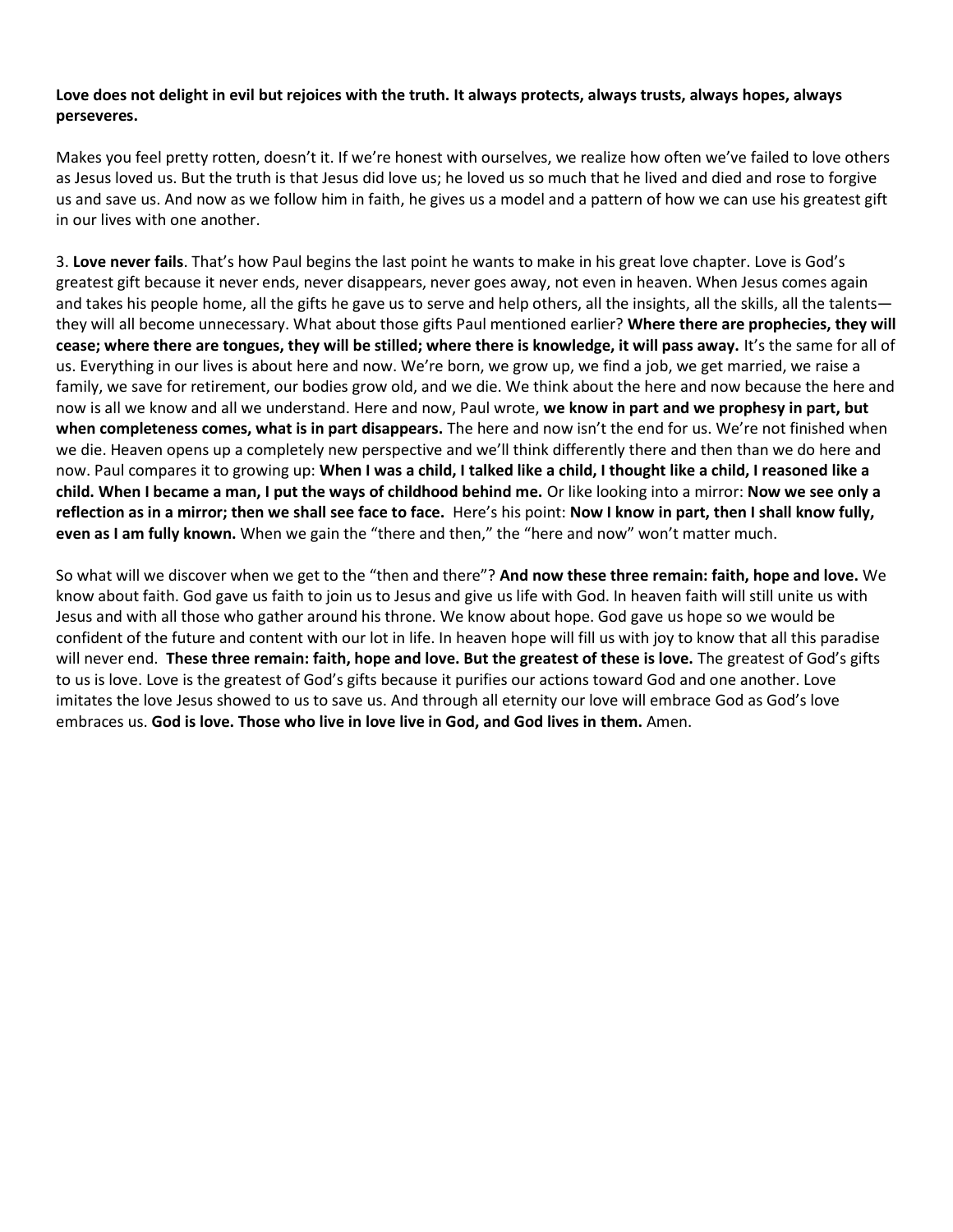**Love does not delight in evil but rejoices with the truth. It always protects, always trusts, always hopes, always perseveres.**

Makes you feel pretty rotten, doesn't it. If we're honest with ourselves, we realize how often we've failed to love others as Jesus loved us. But the truth is that Jesus did love us; he loved us so much that he lived and died and rose to forgive us and save us. And now as we follow him in faith, he gives us a model and a pattern of how we can use his greatest gift in our lives with one another.

3. **Love never fails**. That's how Paul begins the last point he wants to make in his great love chapter. Love is God's greatest gift because it never ends, never disappears, never goes away, not even in heaven. When Jesus comes again and takes his people home, all the gifts he gave us to serve and help others, all the insights, all the skills, all the talents—they will all become unnecessary. What about those gifts Paul mentioned earlier? **Where there are prophecies, they will cease; where there are tongues, they will be stilled; where there is knowledge, it will pass away.** It's the same for all of us. Everything in our lives is about here and now. We're born, we grow up, we find a job, we get married, we raise a family, we save for retirement, our bodies grow old, and we die. We think about the here and now because the here and now is all we know and all we understand. Here and now, Paul wrote, **we know in part and we prophesy in part, but when completeness comes, what is in part disappears.** The here and now isn't the end for us. We're not finished when we die. Heaven opens up a completely new perspective and we'll think differently there and then than we do here and now. Paul compares it to growing up: **When I was a child, I talked like a child, I thought like a child, I reasoned like a child. When I became a man, I put the ways of childhood behind me.** Or like looking into a mirror: **Now we see only a reflection as in a mirror; then we shall see face to face.** Here's his point: **Now I know in part, then I shall know fully, even as I am fully known.** When we gain the "there and then," the "here and now" won't matter much.

So what will we discover when we get to the "then and there"? **And now these three remain: faith, hope and love.** We know about faith. God gave us faith to join us to Jesus and give us life with God. In heaven faith will still unite us with Jesus and with all those who gather around his throne. We know about hope. God gave us hope so we would be confident of the future and content with our lot in life. In heaven hope will fill us with joy to know that all this paradise will never end. **These three remain: faith, hope and love. But the greatest of these is love.** The greatest of God's gifts to us is love. Love is the greatest of God's gifts because it purifies our actions toward God and one another. Love imitates the love Jesus showed to us to save us. And through all eternity our love will embrace God as God's love embraces us. **God is love. Those who live in love live in God, and God lives in them.** Amen.